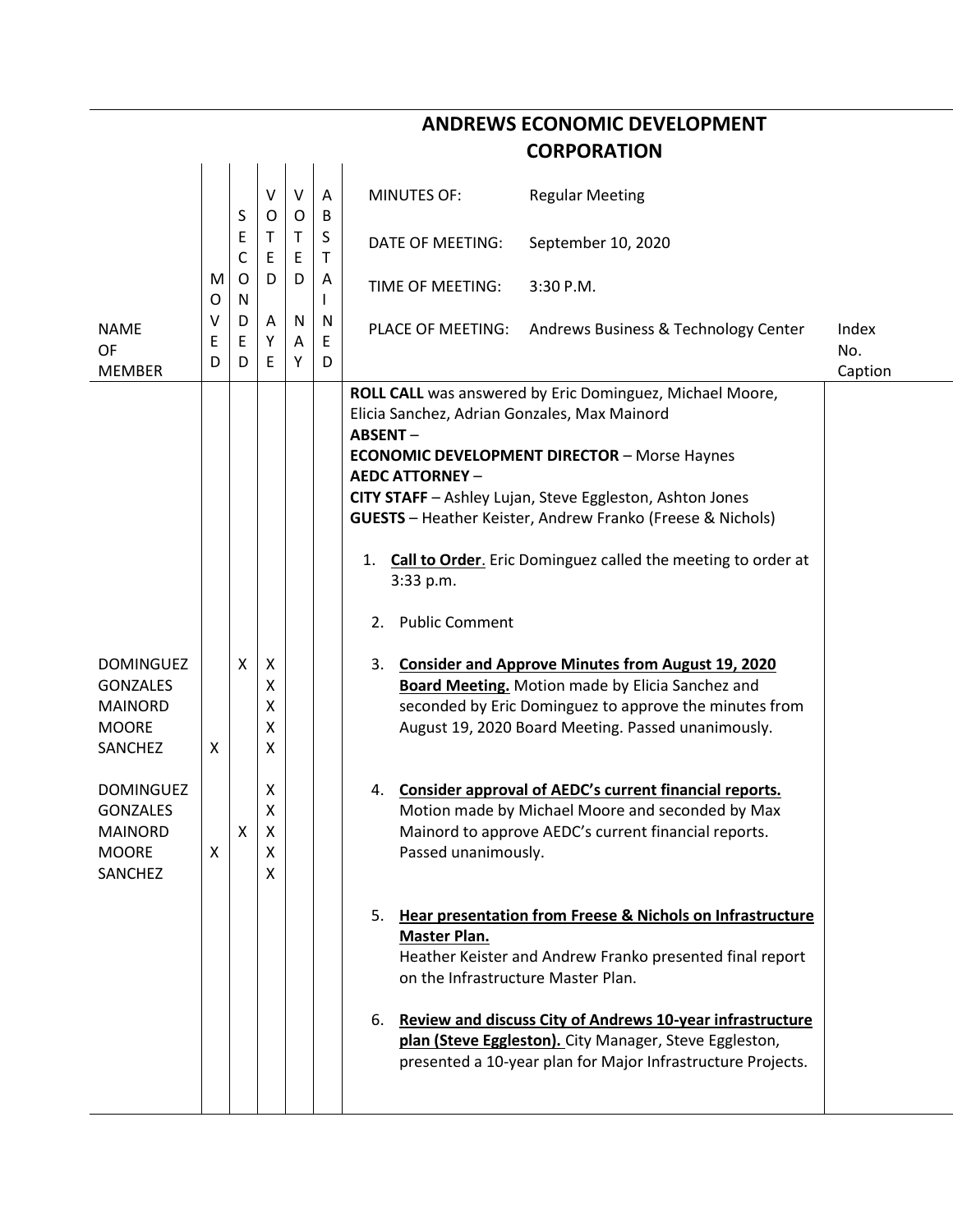# ANDREWS ECONOMIC DEVELOPMENT CORPORATION

| NAME OF MEMBER | MOVED | SECONDED | VOTED AYE | VOTED NAY | ABSTAINED | | Index No. Caption |
|---|---|---|---|---|---|---|---|
| | | | | | | MINUTES OF: Regular Meeting<br>DATE OF MEETING: September 10, 2020<br>TIME OF MEETING: 3:30 P.M.<br>PLACE OF MEETING: Andrews Business & Technology Center | |
| | | | | | | **ROLL CALL** was answered by Eric Dominguez, Michael Moore, Elicia Sanchez, Adrian Gonzales, Max Mainord<br>**ABSENT** –<br>**ECONOMIC DEVELOPMENT DIRECTOR** – Morse Haynes<br>**AEDC ATTORNEY** –<br>**CITY STAFF** – Ashley Lujan, Steve Eggleston, Ashton Jones<br>**GUESTS** – Heather Keister, Andrew Franko (Freese & Nichols) | |
| | | | | | | 1. **Call to Order**. Eric Dominguez called the meeting to order at 3:33 p.m. | |
| | | | | | | 2. Public Comment | |
| DOMINGUEZ | | X | X | | | 3. **Consider and Approve Minutes from August 19, 2020 Board Meeting.** Motion made by Elicia Sanchez and seconded by Eric Dominguez to approve the minutes from August 19, 2020 Board Meeting. Passed unanimously. | |
| GONZALES | | | X | | | | |
| MAINORD | | | X | | | | |
| MOORE | | | X | | | | |
| SANCHEZ | X | | X | | | | |
| DOMINGUEZ | | | X | | | 4. **Consider approval of AEDC's current financial reports.** Motion made by Michael Moore and seconded by Max Mainord to approve AEDC's current financial reports. Passed unanimously. | |
| GONZALES | | | X | | | | |
| MAINORD | | X | X | | | | |
| MOORE | X | | X | | | | |
| SANCHEZ | | | X | | | | |
| | | | | | | 5. **Hear presentation from Freese & Nichols on Infrastructure Master Plan.**<br>Heather Keister and Andrew Franko presented final report on the Infrastructure Master Plan. | |
| | | | | | | 6. **Review and discuss City of Andrews 10-year infrastructure plan (Steve Eggleston).** City Manager, Steve Eggleston, presented a 10-year plan for Major Infrastructure Projects. | |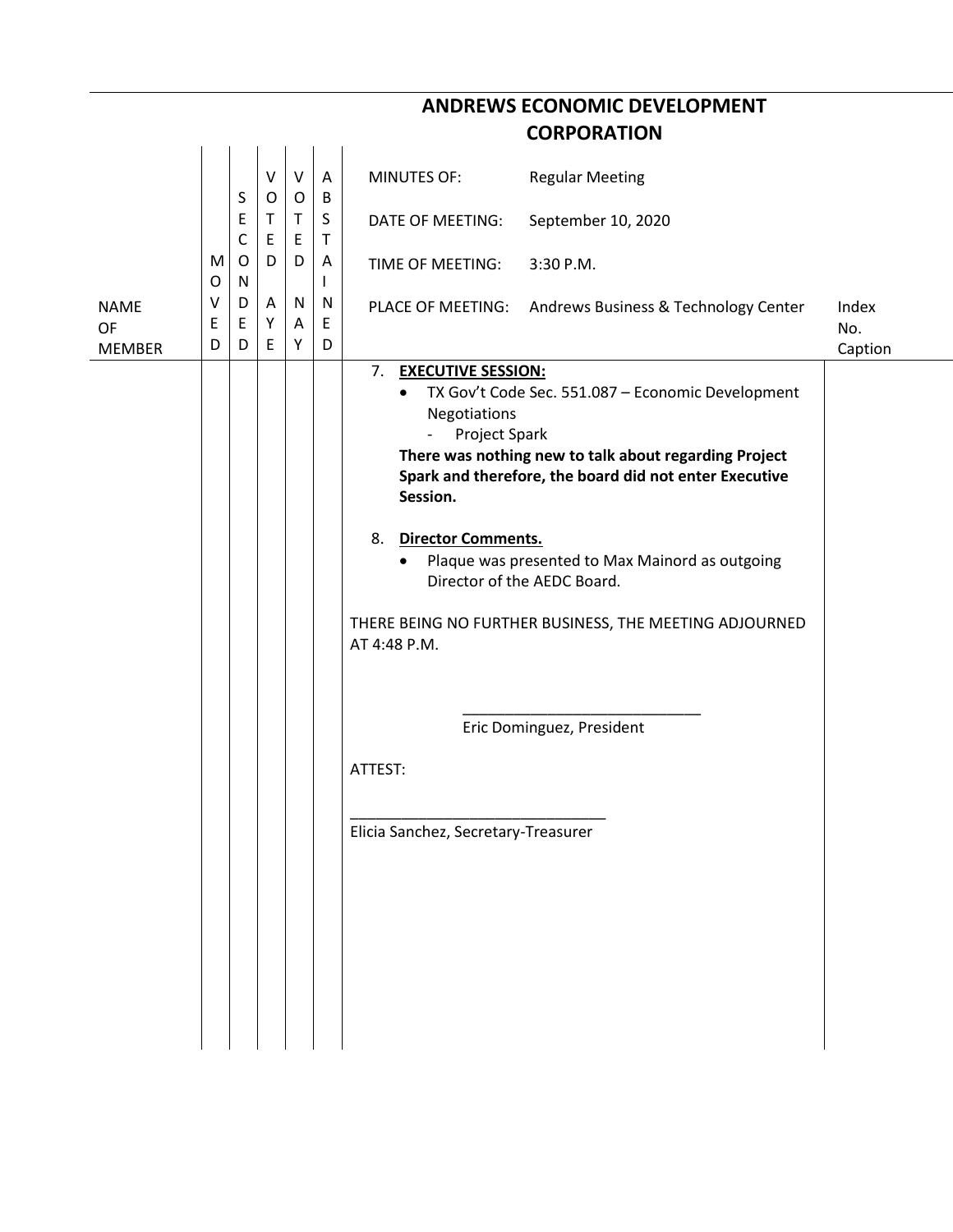# ANDREWS ECONOMIC DEVELOPMENT CORPORATION

| NAME OF MEMBER | MOVED | SECONDED | VOTED AYE | VOTED NAY | ABSTAINED | MINUTES OF: Regular Meeting<br>DATE OF MEETING: September 10, 2020<br>TIME OF MEETING: 3:30 P.M.<br>PLACE OF MEETING: Andrews Business & Technology Center | Index No. Caption |
|---|---|---|---|---|---|---|---|
| | | | | | | | |

7. **EXECUTIVE SESSION:**
   - TX Gov't Code Sec. 551.087 – Economic Development Negotiations
     - Project Spark

   **There was nothing new to talk about regarding Project Spark and therefore, the board did not enter Executive Session.**

8. **Director Comments.**
   - Plaque was presented to Max Mainord as outgoing Director of the AEDC Board.

THERE BEING NO FURTHER BUSINESS, THE MEETING ADJOURNED AT 4:48 P.M.

_____________________________
Eric Dominguez, President

ATTEST:

_______________________________
Elicia Sanchez, Secretary-Treasurer